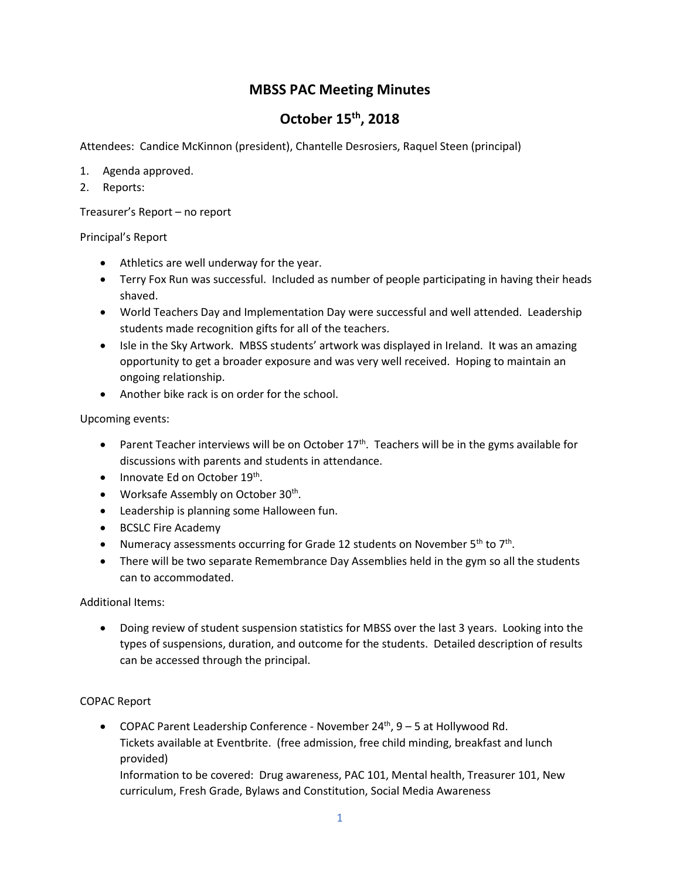# MBSS PAC Meeting Minutes

## October 15th, 2018

Attendees: Candice McKinnon (president), Chantelle Desrosiers, Raquel Steen (principal)

1. Agenda approved.
2. Reports:

Treasurer's Report – no report

Principal's Report

- Athletics are well underway for the year.
- Terry Fox Run was successful. Included as number of people participating in having their heads shaved.
- World Teachers Day and Implementation Day were successful and well attended. Leadership students made recognition gifts for all of the teachers.
- Isle in the Sky Artwork. MBSS students' artwork was displayed in Ireland. It was an amazing opportunity to get a broader exposure and was very well received. Hoping to maintain an ongoing relationship.
- Another bike rack is on order for the school.

Upcoming events:

- Parent Teacher interviews will be on October 17th. Teachers will be in the gyms available for discussions with parents and students in attendance.
- Innovate Ed on October 19th.
- Worksafe Assembly on October 30th.
- Leadership is planning some Halloween fun.
- BCSLC Fire Academy
- Numeracy assessments occurring for Grade 12 students on November 5th to 7th.
- There will be two separate Remembrance Day Assemblies held in the gym so all the students can to accommodated.

Additional Items:

- Doing review of student suspension statistics for MBSS over the last 3 years. Looking into the types of suspensions, duration, and outcome for the students. Detailed description of results can be accessed through the principal.

COPAC Report

- COPAC Parent Leadership Conference - November 24th, 9 – 5 at Hollywood Rd.
  Tickets available at Eventbrite. (free admission, free child minding, breakfast and lunch provided)
  Information to be covered: Drug awareness, PAC 101, Mental health, Treasurer 101, New curriculum, Fresh Grade, Bylaws and Constitution, Social Media Awareness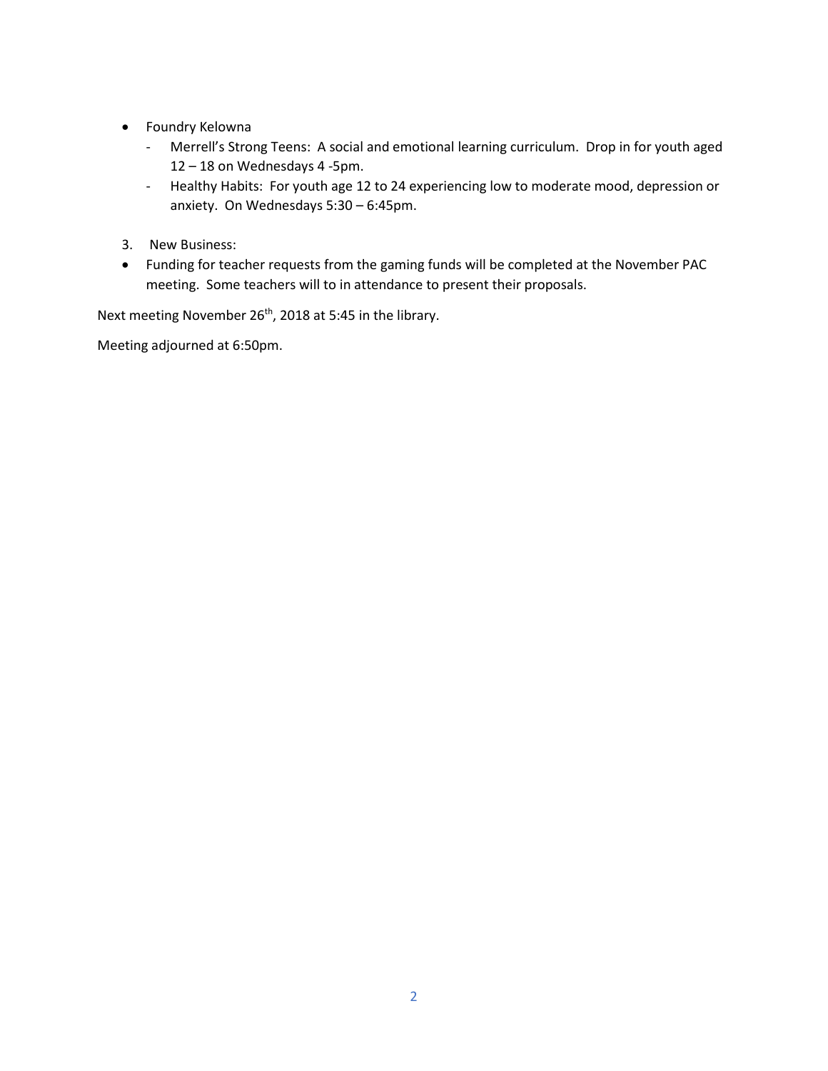- Foundry Kelowna
  - Merrell's Strong Teens: A social and emotional learning curriculum. Drop in for youth aged 12 – 18 on Wednesdays 4 -5pm.
  - Healthy Habits: For youth age 12 to 24 experiencing low to moderate mood, depression or anxiety. On Wednesdays 5:30 – 6:45pm.

3. New Business:

- Funding for teacher requests from the gaming funds will be completed at the November PAC meeting. Some teachers will to in attendance to present their proposals.

Next meeting November 26th, 2018 at 5:45 in the library.

Meeting adjourned at 6:50pm.